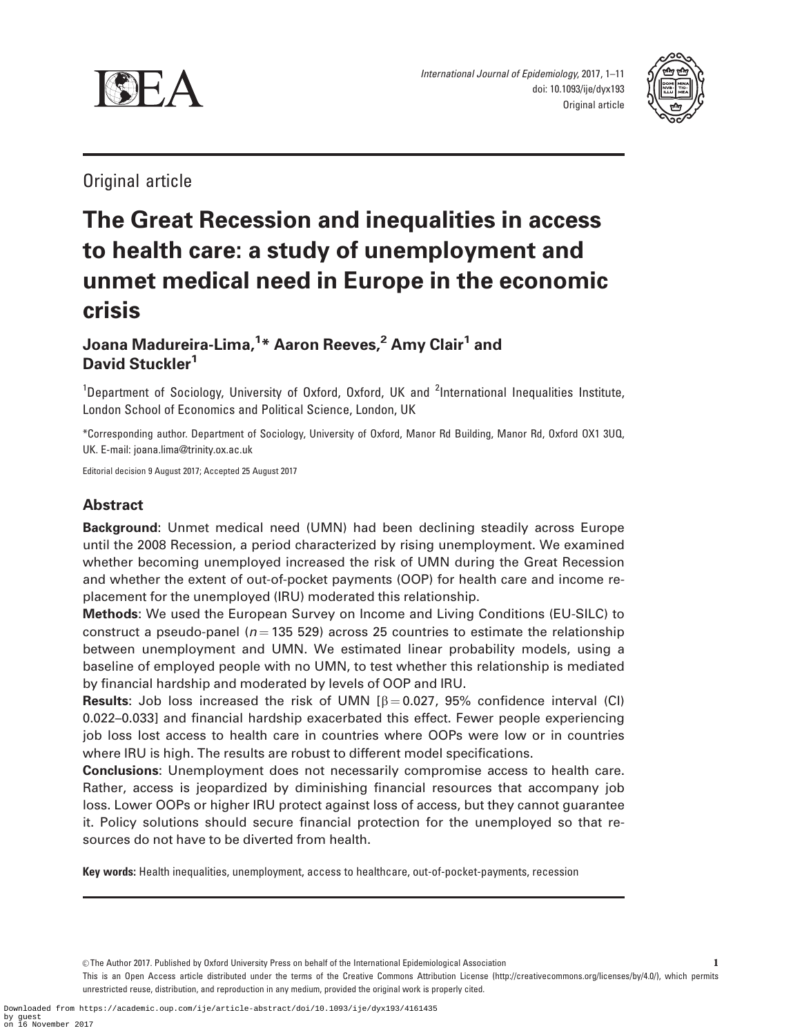Original article

# The Great Recession and inequalities in access to health care: a study of unemployment and unmet medical need in Europe in the economic crisis

**Joana Madureira-Lima,[1]* Aaron Reeves,[2] Amy Clair[1] and David Stuckler[1]**

[1]Department of Sociology, University of Oxford, Oxford, UK and [2]International Inequalities Institute, London School of Economics and Political Science, London, UK

*Corresponding author. Department of Sociology, University of Oxford, Manor Rd Building, Manor Rd, Oxford OX1 3UQ, UK. E-mail: joana.lima@trinity.ox.ac.uk

Editorial decision 9 August 2017; Accepted 25 August 2017

## Abstract

**Background**: Unmet medical need (UMN) had been declining steadily across Europe until the 2008 Recession, a period characterized by rising unemployment. We examined whether becoming unemployed increased the risk of UMN during the Great Recession and whether the extent of out-of-pocket payments (OOP) for health care and income replacement for the unemployed (IRU) moderated this relationship.

**Methods**: We used the European Survey on Income and Living Conditions (EU-SILC) to construct a pseudo-panel ($n = 135\ 529$) across 25 countries to estimate the relationship between unemployment and UMN. We estimated linear probability models, using a baseline of employed people with no UMN, to test whether this relationship is mediated by financial hardship and moderated by levels of OOP and IRU.

**Results**: Job loss increased the risk of UMN [$\beta = 0.027$, 95% confidence interval (CI) 0.022–0.033] and financial hardship exacerbated this effect. Fewer people experiencing job loss lost access to health care in countries where OOPs were low or in countries where IRU is high. The results are robust to different model specifications.

**Conclusions**: Unemployment does not necessarily compromise access to health care. Rather, access is jeopardized by diminishing financial resources that accompany job loss. Lower OOPs or higher IRU protect against loss of access, but they cannot guarantee it. Policy solutions should secure financial protection for the unemployed so that resources do not have to be diverted from health.

**Key words:** Health inequalities, unemployment, access to healthcare, out-of-pocket-payments, recession

© The Author 2017. Published by Oxford University Press on behalf of the International Epidemiological Association

This is an Open Access article distributed under the terms of the Creative Commons Attribution License (http://creativecommons.org/licenses/by/4.0/), which permits unrestricted reuse, distribution, and reproduction in any medium, provided the original work is properly cited.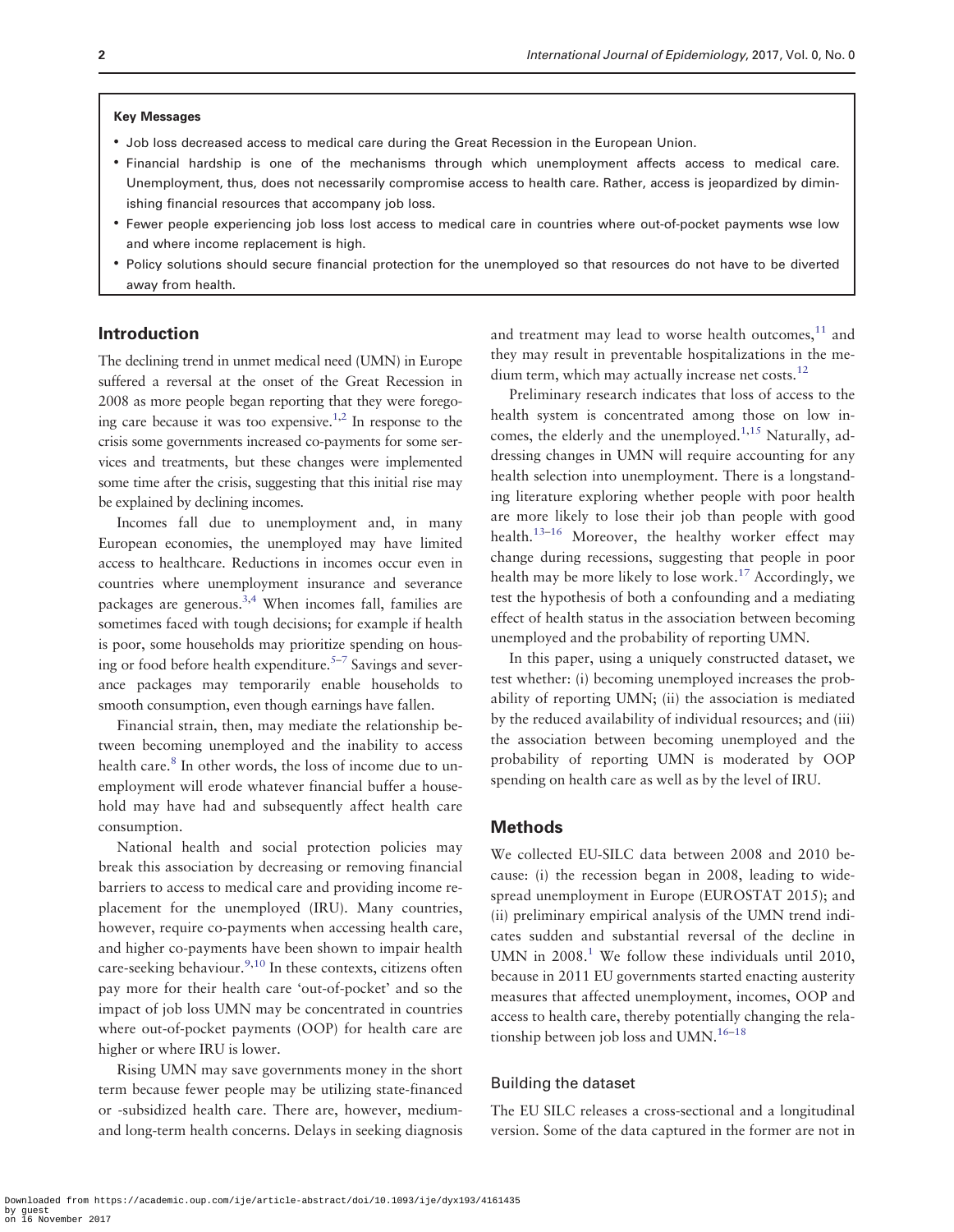**Key Messages**

- Job loss decreased access to medical care during the Great Recession in the European Union.
- Financial hardship is one of the mechanisms through which unemployment affects access to medical care. Unemployment, thus, does not necessarily compromise access to health care. Rather, access is jeopardized by diminishing financial resources that accompany job loss.
- Fewer people experiencing job loss lost access to medical care in countries where out-of-pocket payments wse low and where income replacement is high.
- Policy solutions should secure financial protection for the unemployed so that resources do not have to be diverted away from health.

## Introduction

The declining trend in unmet medical need (UMN) in Europe suffered a reversal at the onset of the Great Recession in 2008 as more people began reporting that they were foregoing care because it was too expensive.[1,2] In response to the crisis some governments increased co-payments for some services and treatments, but these changes were implemented some time after the crisis, suggesting that this initial rise may be explained by declining incomes.

Incomes fall due to unemployment and, in many European economies, the unemployed may have limited access to healthcare. Reductions in incomes occur even in countries where unemployment insurance and severance packages are generous.[3,4] When incomes fall, families are sometimes faced with tough decisions; for example if health is poor, some households may prioritize spending on housing or food before health expenditure.[5–7] Savings and severance packages may temporarily enable households to smooth consumption, even though earnings have fallen.

Financial strain, then, may mediate the relationship between becoming unemployed and the inability to access health care.[8] In other words, the loss of income due to unemployment will erode whatever financial buffer a household may have had and subsequently affect health care consumption.

National health and social protection policies may break this association by decreasing or removing financial barriers to access to medical care and providing income replacement for the unemployed (IRU). Many countries, however, require co-payments when accessing health care, and higher co-payments have been shown to impair health care-seeking behaviour.[9,10] In these contexts, citizens often pay more for their health care 'out-of-pocket' and so the impact of job loss UMN may be concentrated in countries where out-of-pocket payments (OOP) for health care are higher or where IRU is lower.

Rising UMN may save governments money in the short term because fewer people may be utilizing state-financed or -subsidized health care. There are, however, medium- and long-term health concerns. Delays in seeking diagnosis and treatment may lead to worse health outcomes,[11] and they may result in preventable hospitalizations in the medium term, which may actually increase net costs.[12]

Preliminary research indicates that loss of access to the health system is concentrated among those on low incomes, the elderly and the unemployed.[1,15] Naturally, addressing changes in UMN will require accounting for any health selection into unemployment. There is a longstanding literature exploring whether people with poor health are more likely to lose their job than people with good health.[13–16] Moreover, the healthy worker effect may change during recessions, suggesting that people in poor health may be more likely to lose work.[17] Accordingly, we test the hypothesis of both a confounding and a mediating effect of health status in the association between becoming unemployed and the probability of reporting UMN.

In this paper, using a uniquely constructed dataset, we test whether: (i) becoming unemployed increases the probability of reporting UMN; (ii) the association is mediated by the reduced availability of individual resources; and (iii) the association between becoming unemployed and the probability of reporting UMN is moderated by OOP spending on health care as well as by the level of IRU.

## Methods

We collected EU-SILC data between 2008 and 2010 because: (i) the recession began in 2008, leading to widespread unemployment in Europe (EUROSTAT 2015); and (ii) preliminary empirical analysis of the UMN trend indicates sudden and substantial reversal of the decline in UMN in 2008.[1] We follow these individuals until 2010, because in 2011 EU governments started enacting austerity measures that affected unemployment, incomes, OOP and access to health care, thereby potentially changing the relationship between job loss and UMN.[16–18]

### Building the dataset

The EU SILC releases a cross-sectional and a longitudinal version. Some of the data captured in the former are not in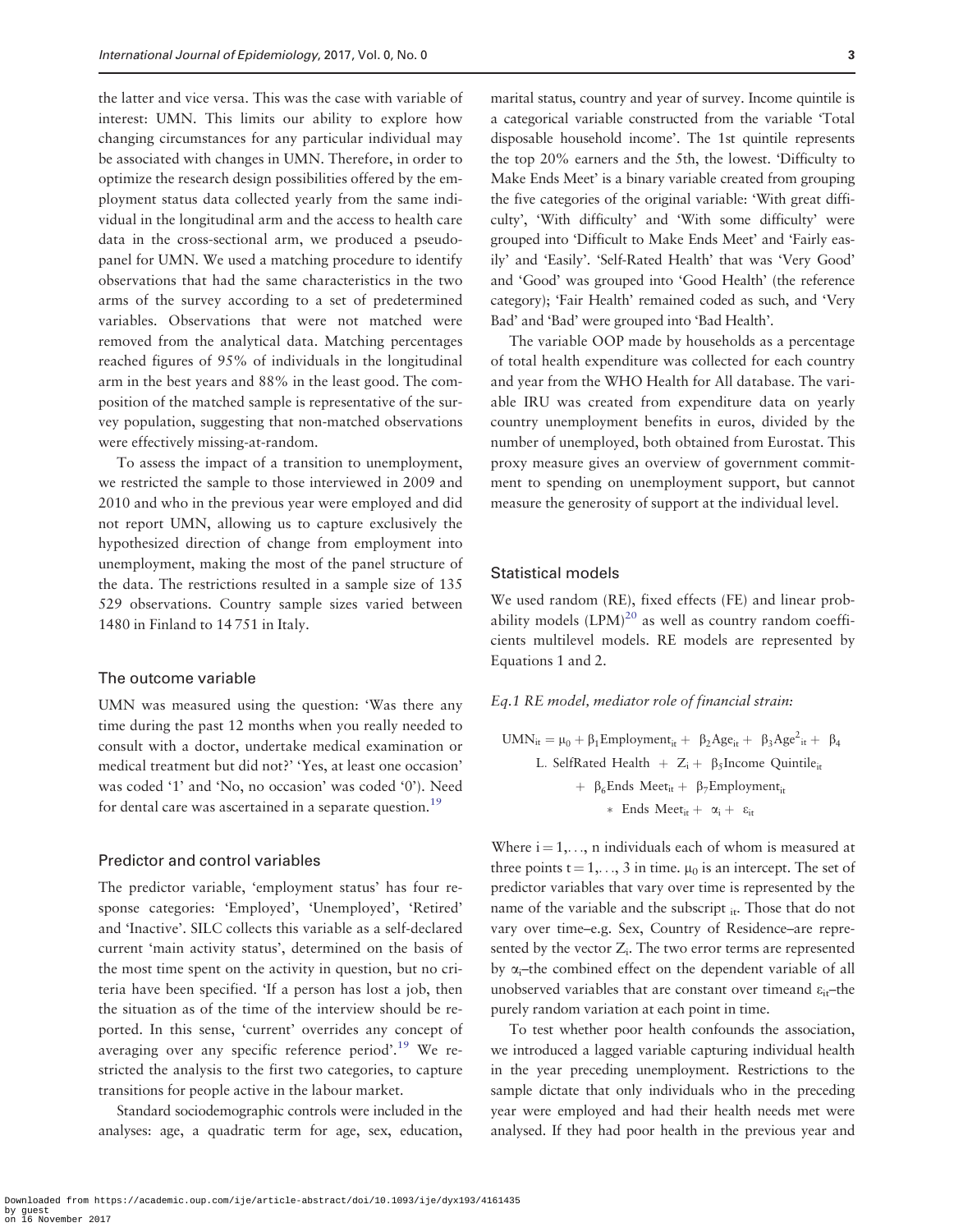the latter and vice versa. This was the case with variable of interest: UMN. This limits our ability to explore how changing circumstances for any particular individual may be associated with changes in UMN. Therefore, in order to optimize the research design possibilities offered by the employment status data collected yearly from the same individual in the longitudinal arm and the access to health care data in the cross-sectional arm, we produced a pseudo-panel for UMN. We used a matching procedure to identify observations that had the same characteristics in the two arms of the survey according to a set of predetermined variables. Observations that were not matched were removed from the analytical data. Matching percentages reached figures of 95% of individuals in the longitudinal arm in the best years and 88% in the least good. The composition of the matched sample is representative of the survey population, suggesting that non-matched observations were effectively missing-at-random.

To assess the impact of a transition to unemployment, we restricted the sample to those interviewed in 2009 and 2010 and who in the previous year were employed and did not report UMN, allowing us to capture exclusively the hypothesized direction of change from employment into unemployment, making the most of the panel structure of the data. The restrictions resulted in a sample size of 135 529 observations. Country sample sizes varied between 1480 in Finland to 14 751 in Italy.

## The outcome variable

UMN was measured using the question: 'Was there any time during the past 12 months when you really needed to consult with a doctor, undertake medical examination or medical treatment but did not?' 'Yes, at least one occasion' was coded '1' and 'No, no occasion' was coded '0'). Need for dental care was ascertained in a separate question.[19]

## Predictor and control variables

The predictor variable, 'employment status' has four response categories: 'Employed', 'Unemployed', 'Retired' and 'Inactive'. SILC collects this variable as a self-declared current 'main activity status', determined on the basis of the most time spent on the activity in question, but no criteria have been specified. 'If a person has lost a job, then the situation as of the time of the interview should be reported. In this sense, 'current' overrides any concept of averaging over any specific reference period'.[19] We restricted the analysis to the first two categories, to capture transitions for people active in the labour market.

Standard sociodemographic controls were included in the analyses: age, a quadratic term for age, sex, education, marital status, country and year of survey. Income quintile is a categorical variable constructed from the variable 'Total disposable household income'. The 1st quintile represents the top 20% earners and the 5th, the lowest. 'Difficulty to Make Ends Meet' is a binary variable created from grouping the five categories of the original variable: 'With great difficulty', 'With difficulty' and 'With some difficulty' were grouped into 'Difficult to Make Ends Meet' and 'Fairly easily' and 'Easily'. 'Self-Rated Health' that was 'Very Good' and 'Good' was grouped into 'Good Health' (the reference category); 'Fair Health' remained coded as such, and 'Very Bad' and 'Bad' were grouped into 'Bad Health'.

The variable OOP made by households as a percentage of total health expenditure was collected for each country and year from the WHO Health for All database. The variable IRU was created from expenditure data on yearly country unemployment benefits in euros, divided by the number of unemployed, both obtained from Eurostat. This proxy measure gives an overview of government commitment to spending on unemployment support, but cannot measure the generosity of support at the individual level.

## Statistical models

We used random (RE), fixed effects (FE) and linear probability models (LPM)[20] as well as country random coefficients multilevel models. RE models are represented by Equations 1 and 2.

*Eq.1 RE model, mediator role of financial strain:*

$$\begin{aligned} \text{UMN}_{it} = \mu_0 + \beta_1 \text{Employment}_{it} + \beta_2 \text{Age}_{it} + \beta_3 \text{Age}^2{}_{it} + \beta_4 \\ \text{L. SelfRated Health} + Z_i + \beta_5 \text{Income Quintile}_{it} \\ + \beta_6 \text{Ends Meet}_{it} + \beta_7 \text{Employment}_{it} \\ * \text{ Ends Meet}_{it} + \alpha_i + \varepsilon_{it} \end{aligned}$$

Where $i = 1,\ldots, n$ individuals each of whom is measured at three points $t = 1,\ldots, 3$ in time. $\mu_0$ is an intercept. The set of predictor variables that vary over time is represented by the name of the variable and the subscript $_{it}$. Those that do not vary over time–e.g. Sex, Country of Residence–are represented by the vector $Z_i$. The two error terms are represented by $\alpha_i$–the combined effect on the dependent variable of all unobserved variables that are constant over timeand $\varepsilon_{it}$–the purely random variation at each point in time.

To test whether poor health confounds the association, we introduced a lagged variable capturing individual health in the year preceding unemployment. Restrictions to the sample dictate that only individuals who in the preceding year were employed and had their health needs met were analysed. If they had poor health in the previous year and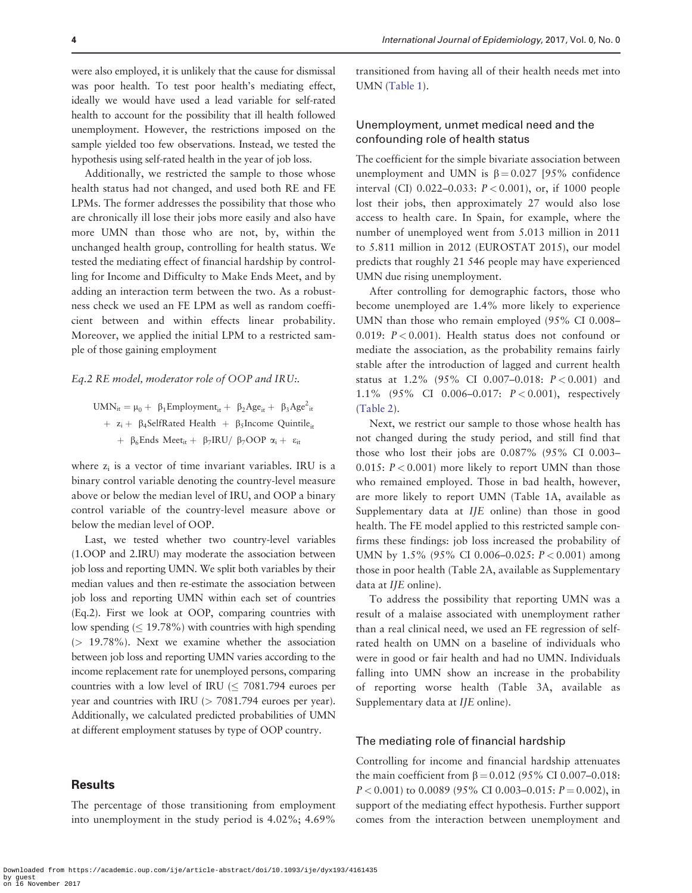were also employed, it is unlikely that the cause for dismissal was poor health. To test poor health's mediating effect, ideally we would have used a lead variable for self-rated health to account for the possibility that ill health followed unemployment. However, the restrictions imposed on the sample yielded too few observations. Instead, we tested the hypothesis using self-rated health in the year of job loss.

Additionally, we restricted the sample to those whose health status had not changed, and used both RE and FE LPMs. The former addresses the possibility that those who are chronically ill lose their jobs more easily and also have more UMN than those who are not, by, within the unchanged health group, controlling for health status. We tested the mediating effect of financial hardship by controlling for Income and Difficulty to Make Ends Meet, and by adding an interaction term between the two. As a robustness check we used an FE LPM as well as random coefficient between and within effects linear probability. Moreover, we applied the initial LPM to a restricted sample of those gaining employment

*Eq.2 RE model, moderator role of OOP and IRU:.*

$$
\begin{aligned}
\text{UMN}_{it} = \mu_0 + \beta_1\text{Employment}_{it} + \beta_2\text{Age}_{it} + \beta_3\text{Age}^2_{it} \\
+ z_i + \beta_4\text{SelfRated Health} + \beta_5\text{Income Quintile}_{it} \\
+ \beta_6\text{Ends Meet}_{it} + \beta_7\text{IRU}/\ \beta_7\text{OOP}\ \alpha_i + \varepsilon_{it}
\end{aligned}
$$

where $z_i$ is a vector of time invariant variables. IRU is a binary control variable denoting the country-level measure above or below the median level of IRU, and OOP a binary control variable of the country-level measure above or below the median level of OOP.

Last, we tested whether two country-level variables (1.OOP and 2.IRU) may moderate the association between job loss and reporting UMN. We split both variables by their median values and then re-estimate the association between job loss and reporting UMN within each set of countries (Eq.2). First we look at OOP, comparing countries with low spending ($\leq$ 19.78%) with countries with high spending ($>$ 19.78%). Next we examine whether the association between job loss and reporting UMN varies according to the income replacement rate for unemployed persons, comparing countries with a low level of IRU ($\leq$ 7081.794 euroes per year and countries with IRU ($>$ 7081.794 euroes per year). Additionally, we calculated predicted probabilities of UMN at different employment statuses by type of OOP country.

## Results

The percentage of those transitioning from employment into unemployment in the study period is 4.02%; 4.69% transitioned from having all of their health needs met into UMN (Table 1).

### Unemployment, unmet medical need and the confounding role of health status

The coefficient for the simple bivariate association between unemployment and UMN is $\beta = 0.027$ [95% confidence interval (CI) 0.022–0.033: $P < 0.001$), or, if 1000 people lost their jobs, then approximately 27 would also lose access to health care. In Spain, for example, where the number of unemployed went from 5.013 million in 2011 to 5.811 million in 2012 (EUROSTAT 2015), our model predicts that roughly 21 546 people may have experienced UMN due rising unemployment.

After controlling for demographic factors, those who become unemployed are 1.4% more likely to experience UMN than those who remain employed (95% CI 0.008–0.019: $P < 0.001$). Health status does not confound or mediate the association, as the probability remains fairly stable after the introduction of lagged and current health status at 1.2% (95% CI 0.007–0.018: $P < 0.001$) and 1.1% (95% CI 0.006–0.017: $P < 0.001$), respectively (Table 2).

Next, we restrict our sample to those whose health has not changed during the study period, and still find that those who lost their jobs are 0.087% (95% CI 0.003–0.015: $P < 0.001$) more likely to report UMN than those who remained employed. Those in bad health, however, are more likely to report UMN (Table 1A, available as Supplementary data at *IJE* online) than those in good health. The FE model applied to this restricted sample confirms these findings: job loss increased the probability of UMN by 1.5% (95% CI 0.006–0.025: $P < 0.001$) among those in poor health (Table 2A, available as Supplementary data at *IJE* online).

To address the possibility that reporting UMN was a result of a malaise associated with unemployment rather than a real clinical need, we used an FE regression of self-rated health on UMN on a baseline of individuals who were in good or fair health and had no UMN. Individuals falling into UMN show an increase in the probability of reporting worse health (Table 3A, available as Supplementary data at *IJE* online).

### The mediating role of financial hardship

Controlling for income and financial hardship attenuates the main coefficient from $\beta = 0.012$ (95% CI 0.007–0.018: $P < 0.001$) to 0.0089 (95% CI 0.003–0.015: $P = 0.002$), in support of the mediating effect hypothesis. Further support comes from the interaction between unemployment and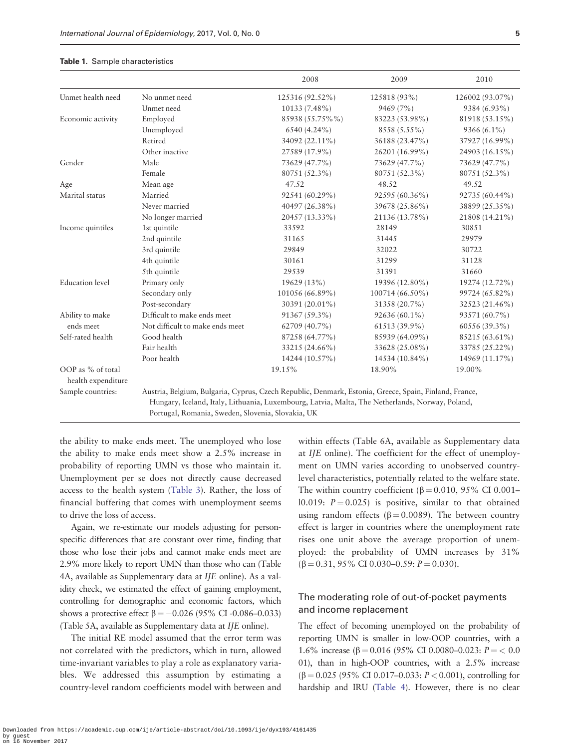**Table 1.** Sample characteristics

| | | 2008 | 2009 | 2010 |
|---|---|---|---|---|
| Unmet health need | No unmet need | 125316 (92.52%) | 125818 (93%) | 126002 (93.07%) |
| | Unmet need | 10133 (7.48%) | 9469 (7%) | 9384 (6.93%) |
| Economic activity | Employed | 85938 (55.75%%) | 83223 (53.98%) | 81918 (53.15%) |
| | Unemployed | 6540 (4.24%) | 8558 (5.55%) | 9366 (6.1%) |
| | Retired | 34092 (22.11%) | 36188 (23.47%) | 37927 (16.99%) |
| | Other inactive | 27589 (17.9%) | 26201 (16.99%) | 24903 (16.15%) |
| Gender | Male | 73629 (47.7%) | 73629 (47.7%) | 73629 (47.7%) |
| | Female | 80751 (52.3%) | 80751 (52.3%) | 80751 (52.3%) |
| Age | Mean age | 47.52 | 48.52 | 49.52 |
| Marital status | Married | 92541 (60.29%) | 92595 (60.36%) | 92735 (60.44%) |
| | Never married | 40497 (26.38%) | 39678 (25.86%) | 38899 (25.35%) |
| | No longer married | 20457 (13.33%) | 21136 (13.78%) | 21808 (14.21%) |
| Income quintiles | 1st quintile | 33592 | 28149 | 30851 |
| | 2nd quintile | 31165 | 31445 | 29979 |
| | 3rd quintile | 29849 | 32022 | 30722 |
| | 4th quintile | 30161 | 31299 | 31128 |
| | 5th quintile | 29539 | 31391 | 31660 |
| Education level | Primary only | 19629 (13%) | 19396 (12.80%) | 19274 (12.72%) |
| | Secondary only | 101056 (66.89%) | 100714 (66.50%) | 99724 (65.82%) |
| | Post-secondary | 30391 (20.01%) | 31358 (20.7%) | 32523 (21.46%) |
| Ability to make ends meet | Difficult to make ends meet | 91367 (59.3%) | 92636 (60.1%) | 93571 (60.7%) |
| | Not difficult to make ends meet | 62709 (40.7%) | 61513 (39.9%) | 60556 (39.3%) |
| Self-rated health | Good health | 87258 (64.77%) | 85939 (64.09%) | 85215 (63.61%) |
| | Fair health | 33215 (24.66%) | 33628 (25.08%) | 33785 (25.22%) |
| | Poor health | 14244 (10.57%) | 14534 (10.84%) | 14969 (11.17%) |
| OOP as % of total health expenditure | | 19.15% | 18.90% | 19.00% |
| Sample countries: | Austria, Belgium, Bulgaria, Cyprus, Czech Republic, Denmark, Estonia, Greece, Spain, Finland, France, Hungary, Iceland, Italy, Lithuania, Luxembourg, Latvia, Malta, The Netherlands, Norway, Poland, Portugal, Romania, Sweden, Slovenia, Slovakia, UK | | | |

the ability to make ends meet. The unemployed who lose the ability to make ends meet show a 2.5% increase in probability of reporting UMN vs those who maintain it. Unemployment per se does not directly cause decreased access to the health system (Table 3). Rather, the loss of financial buffering that comes with unemployment seems to drive the loss of access.

Again, we re-estimate our models adjusting for person-specific differences that are constant over time, finding that those who lose their jobs and cannot make ends meet are 2.9% more likely to report UMN than those who can (Table 4A, available as Supplementary data at *IJE* online). As a validity check, we estimated the effect of gaining employment, controlling for demographic and economic factors, which shows a protective effect $\beta = -0.026$ (95% CI -0.086–0.033) (Table 5A, available as Supplementary data at *IJE* online).

The initial RE model assumed that the error term was not correlated with the predictors, which in turn, allowed time-invariant variables to play a role as explanatory variables. We addressed this assumption by estimating a country-level random coefficients model with between and within effects (Table 6A, available as Supplementary data at *IJE* online). The coefficient for the effect of unemployment on UMN varies according to unobserved country-level characteristics, potentially related to the welfare state. The within country coefficient ($\beta = 0.010$, 95% CI 0.001–l0.019: $P = 0.025$) is positive, similar to that obtained using random effects ($\beta = 0.0089$). The between country effect is larger in countries where the unemployment rate rises one unit above the average proportion of unemployed: the probability of UMN increases by 31% ($\beta = 0.31$, 95% CI 0.030–0.59: $P = 0.030$).

## The moderating role of out-of-pocket payments and income replacement

The effect of becoming unemployed on the probability of reporting UMN is smaller in low-OOP countries, with a 1.6% increase ($\beta = 0.016$ (95% CI 0.0080–0.023: $P = < 0.001$), than in high-OOP countries, with a 2.5% increase ($\beta = 0.025$ (95% CI 0.017–0.033: $P < 0.001$), controlling for hardship and IRU (Table 4). However, there is no clear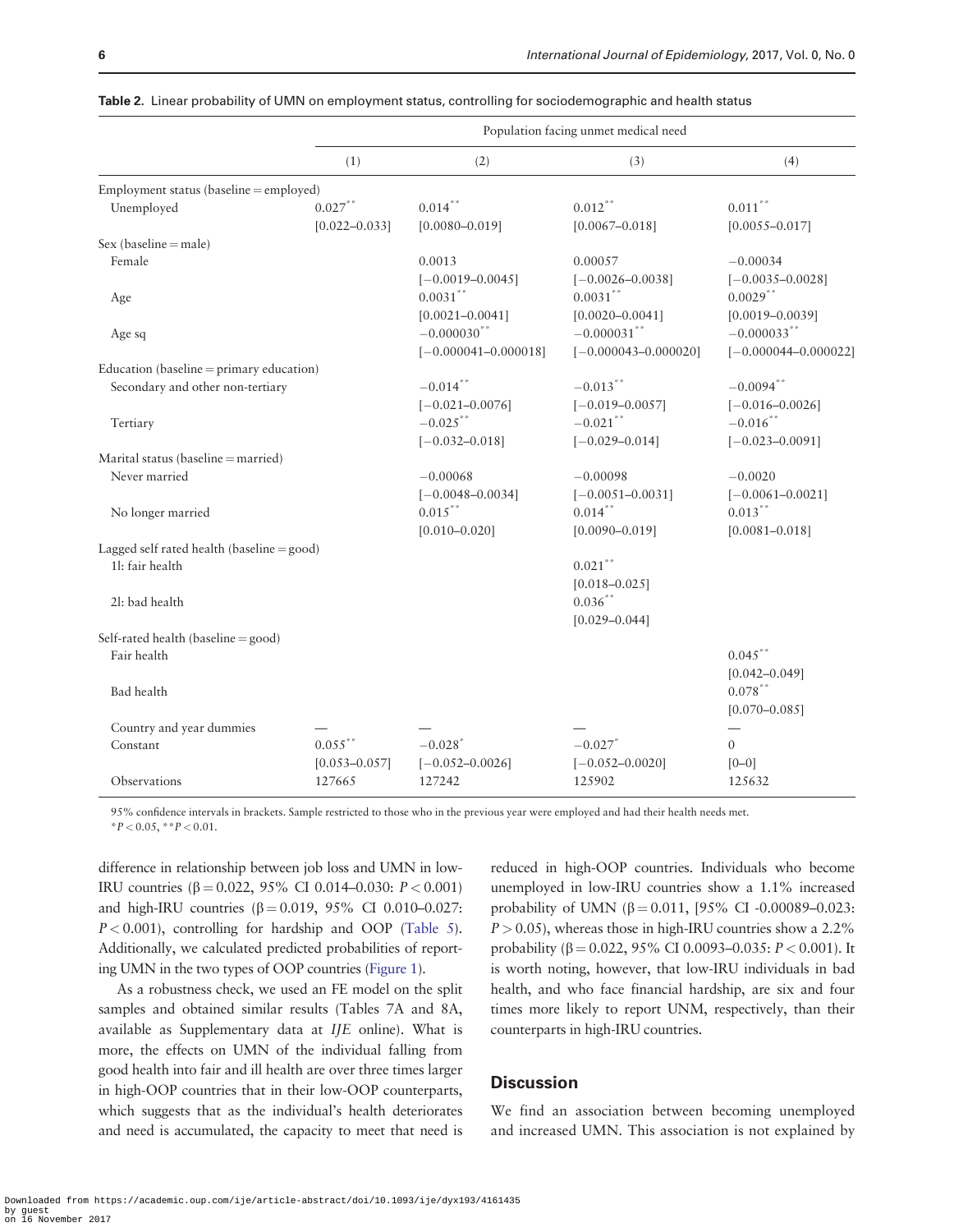**Table 2.** Linear probability of UMN on employment status, controlling for sociodemographic and health status

| | Population facing unmet medical need | | | |
|---|---|---|---|---|
| | (1) | (2) | (3) | (4) |
| Employment status (baseline = employed) | | | | |
| Unemployed | 0.027** | 0.014** | 0.012** | 0.011** |
| | [0.022–0.033] | [0.0080–0.019] | [0.0067–0.018] | [0.0055–0.017] |
| Sex (baseline = male) | | | | |
| Female | | 0.0013 | 0.00057 | −0.00034 |
| | | [−0.0019–0.0045] | [−0.0026–0.0038] | [−0.0035–0.0028] |
| Age | | 0.0031** | 0.0031** | 0.0029** |
| | | [0.0021–0.0041] | [0.0020–0.0041] | [0.0019–0.0039] |
| Age sq | | −0.000030** | −0.000031** | −0.000033** |
| | | [−0.000041–0.000018] | [−0.000043–0.000020] | [−0.000044–0.000022] |
| Education (baseline = primary education) | | | | |
| Secondary and other non-tertiary | | −0.014** | −0.013** | −0.0094** |
| | | [−0.021–0.0076] | [−0.019–0.0057] | [−0.016–0.0026] |
| Tertiary | | −0.025** | −0.021** | −0.016** |
| | | [−0.032–0.018] | [−0.029–0.014] | [−0.023–0.0091] |
| Marital status (baseline = married) | | | | |
| Never married | | −0.00068 | −0.00098 | −0.0020 |
| | | [−0.0048–0.0034] | [−0.0051–0.0031] | [−0.0061–0.0021] |
| No longer married | | 0.015** | 0.014** | 0.013** |
| | | [0.010–0.020] | [0.0090–0.019] | [0.0081–0.018] |
| Lagged self rated health (baseline = good) | | | | |
| 1l: fair health | | | 0.021** | |
| | | | [0.018–0.025] | |
| 2l: bad health | | | 0.036** | |
| | | | [0.029–0.044] | |
| Self-rated health (baseline = good) | | | | |
| Fair health | | | | 0.045** |
| | | | | [0.042–0.049] |
| Bad health | | | | 0.078** |
| | | | | [0.070–0.085] |
| Country and year dummies | — | — | — | — |
| Constant | 0.055** | −0.028* | −0.027* | 0 |
| | [0.053–0.057] | [−0.052–0.0026] | [−0.052–0.0020] | [0–0] |
| Observations | 127665 | 127242 | 125902 | 125632 |

95% confidence intervals in brackets. Sample restricted to those who in the previous year were employed and had their health needs met.
*$P < 0.05$, **$P < 0.01$.

difference in relationship between job loss and UMN in low-IRU countries (β = 0.022, 95% CI 0.014–0.030: $P < 0.001$) and high-IRU countries (β = 0.019, 95% CI 0.010–0.027: $P < 0.001$), controlling for hardship and OOP (Table 5). Additionally, we calculated predicted probabilities of reporting UMN in the two types of OOP countries (Figure 1).

As a robustness check, we used an FE model on the split samples and obtained similar results (Tables 7A and 8A, available as Supplementary data at *IJE* online). What is more, the effects on UMN of the individual falling from good health into fair and ill health are over three times larger in high-OOP countries that in their low-OOP counterparts, which suggests that as the individual's health deteriorates and need is accumulated, the capacity to meet that need is reduced in high-OOP countries. Individuals who become unemployed in low-IRU countries show a 1.1% increased probability of UMN (β = 0.011, [95% CI -0.00089–0.023: $P > 0.05$), whereas those in high-IRU countries show a 2.2% probability (β = 0.022, 95% CI 0.0093–0.035: $P < 0.001$). It is worth noting, however, that low-IRU individuals in bad health, and who face financial hardship, are six and four times more likely to report UNM, respectively, than their counterparts in high-IRU countries.

## Discussion

We find an association between becoming unemployed and increased UMN. This association is not explained by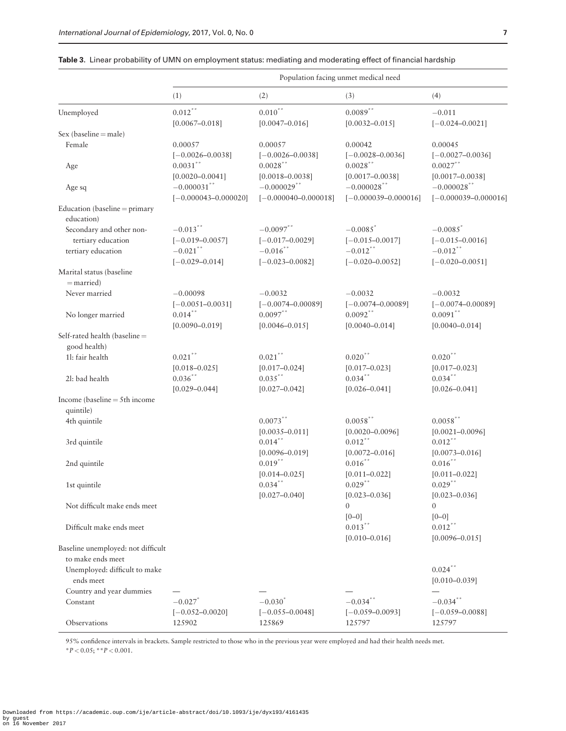**Table 3.** Linear probability of UMN on employment status: mediating and moderating effect of financial hardship

| | Population facing unmet medical need | | | |
|---|---|---|---|---|
| | (1) | (2) | (3) | (4) |
| Unemployed | 0.012** | 0.010** | 0.0089** | −0.011 |
| | [0.0067–0.018] | [0.0047–0.016] | [0.0032–0.015] | [−0.024–0.0021] |
| Sex (baseline = male) | | | | |
| Female | 0.00057 | 0.00057 | 0.00042 | 0.00045 |
| | [−0.0026–0.0038] | [−0.0026–0.0038] | [−0.0028–0.0036] | [−0.0027–0.0036] |
| Age | 0.0031** | 0.0028** | 0.0028** | 0.0027** |
| | [0.0020–0.0041] | [0.0018–0.0038] | [0.0017–0.0038] | [0.0017–0.0038] |
| Age sq | −0.000031** | −0.000029** | −0.000028** | −0.000028** |
| | [−0.000043–0.000020] | [−0.000040–0.000018] | [−0.000039–0.000016] | [−0.000039–0.000016] |
| Education (baseline = primary education) | | | | |
| Secondary and other non-tertiary education | −0.013** | −0.0097** | −0.0085* | −0.0085* |
| | [−0.019–0.0057] | [−0.017–0.0029] | [−0.015–0.0017] | [−0.015–0.0016] |
| tertiary education | −0.021** | −0.016** | −0.012** | −0.012** |
| | [−0.029–0.014] | [−0.023–0.0082] | [−0.020–0.0052] | [−0.020–0.0051] |
| Marital status (baseline = married) | | | | |
| Never married | −0.00098 | −0.0032 | −0.0032 | −0.0032 |
| | [−0.0051–0.0031] | [−0.0074–0.00089] | [−0.0074–0.00089] | [−0.0074–0.00089] |
| No longer married | 0.014** | 0.0097** | 0.0092** | 0.0091** |
| | [0.0090–0.019] | [0.0046–0.015] | [0.0040–0.014] | [0.0040–0.014] |
| Self-rated health (baseline = good health) | | | | |
| 1l: fair health | 0.021** | 0.021** | 0.020** | 0.020** |
| | [0.018–0.025] | [0.017–0.024] | [0.017–0.023] | [0.017–0.023] |
| 2l: bad health | 0.036** | 0.035** | 0.034** | 0.034** |
| | [0.029–0.044] | [0.027–0.042] | [0.026–0.041] | [0.026–0.041] |
| Income (baseline = 5th income quintile) | | | | |
| 4th quintile | | 0.0073** | 0.0058** | 0.0058** |
| | | [0.0035–0.011] | [0.0020–0.0096] | [0.0021–0.0096] |
| 3rd quintile | | 0.014** | 0.012** | 0.012** |
| | | [0.0096–0.019] | [0.0072–0.016] | [0.0073–0.016] |
| 2nd quintile | | 0.019** | 0.016** | 0.016** |
| | | [0.014–0.025] | [0.011–0.022] | [0.011–0.022] |
| 1st quintile | | 0.034** | 0.029** | 0.029** |
| | | [0.027–0.040] | [0.023–0.036] | [0.023–0.036] |
| Not difficult make ends meet | | | 0 | 0 |
| | | | [0–0] | [0–0] |
| Difficult make ends meet | | | 0.013** | 0.012** |
| | | | [0.010–0.016] | [0.0096–0.015] |
| Baseline unemployed: not difficult to make ends meet | | | | |
| Unemployed: difficult to make ends meet | | | | 0.024** |
| | | | | [0.010–0.039] |
| Country and year dummies | — | — | — | — |
| Constant | −0.027* | −0.030* | −0.034** | −0.034** |
| | [−0.052–0.0020] | [−0.055–0.0048] | [−0.059–0.0093] | [−0.059–0.0088] |
| Observations | 125902 | 125869 | 125797 | 125797 |

95% confidence intervals in brackets. Sample restricted to those who in the previous year were employed and had their health needs met.
*$P < 0.05$; **$P < 0.001$.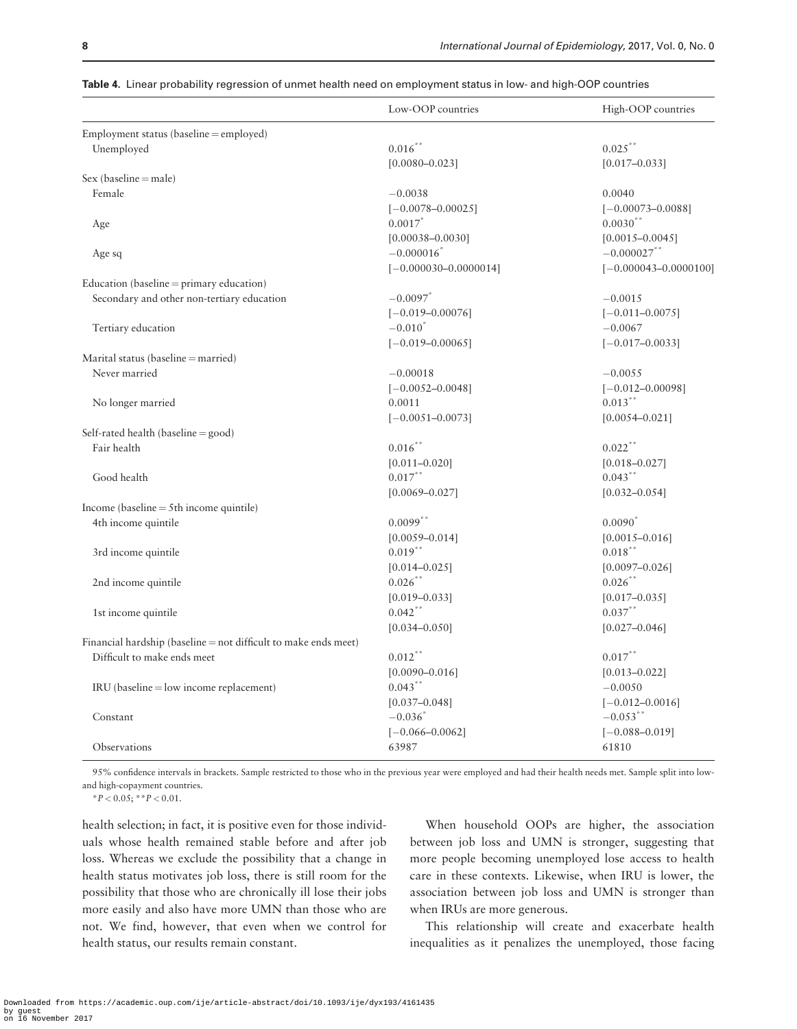**Table 4.** Linear probability regression of unmet health need on employment status in low- and high-OOP countries

| | Low-OOP countries | High-OOP countries |
|---|---|---|
| Employment status (baseline = employed) | | |
| Unemployed | 0.016** | 0.025** |
| | [0.0080–0.023] | [0.017–0.033] |
| Sex (baseline = male) | | |
| Female | −0.0038 | 0.0040 |
| | [−0.0078–0.00025] | [−0.00073–0.0088] |
| Age | 0.0017* | 0.0030** |
| | [0.00038–0.0030] | [0.0015–0.0045] |
| Age sq | −0.000016* | −0.000027** |
| | [−0.000030–0.0000014] | [−0.000043–0.0000100] |
| Education (baseline = primary education) | | |
| Secondary and other non-tertiary education | −0.0097* | −0.0015 |
| | [−0.019–0.00076] | [−0.011–0.0075] |
| Tertiary education | −0.010* | −0.0067 |
| | [−0.019–0.00065] | [−0.017–0.0033] |
| Marital status (baseline = married) | | |
| Never married | −0.00018 | −0.0055 |
| | [−0.0052–0.0048] | [−0.012–0.00098] |
| No longer married | 0.0011 | 0.013** |
| | [−0.0051–0.0073] | [0.0054–0.021] |
| Self-rated health (baseline = good) | | |
| Fair health | 0.016** | 0.022** |
| | [0.011–0.020] | [0.018–0.027] |
| Good health | 0.017** | 0.043** |
| | [0.0069–0.027] | [0.032–0.054] |
| Income (baseline = 5th income quintile) | | |
| 4th income quintile | 0.0099** | 0.0090* |
| | [0.0059–0.014] | [0.0015–0.016] |
| 3rd income quintile | 0.019** | 0.018** |
| | [0.014–0.025] | [0.0097–0.026] |
| 2nd income quintile | 0.026** | 0.026** |
| | [0.019–0.033] | [0.017–0.035] |
| 1st income quintile | 0.042** | 0.037** |
| | [0.034–0.050] | [0.027–0.046] |
| Financial hardship (baseline = not difficult to make ends meet) | | |
| Difficult to make ends meet | 0.012** | 0.017** |
| | [0.0090–0.016] | [0.013–0.022] |
| IRU (baseline = low income replacement) | 0.043** | −0.0050 |
| | [0.037–0.048] | [−0.012–0.0016] |
| Constant | −0.036* | −0.053** |
| | [−0.066–0.0062] | [−0.088–0.019] |
| Observations | 63987 | 61810 |

95% confidence intervals in brackets. Sample restricted to those who in the previous year were employed and had their health needs met. Sample split into low- and high-copayment countries.

*$P < 0.05$; **$P < 0.01$.

health selection; in fact, it is positive even for those individuals whose health remained stable before and after job loss. Whereas we exclude the possibility that a change in health status motivates job loss, there is still room for the possibility that those who are chronically ill lose their jobs more easily and also have more UMN than those who are not. We find, however, that even when we control for health status, our results remain constant.

When household OOPs are higher, the association between job loss and UMN is stronger, suggesting that more people becoming unemployed lose access to health care in these contexts. Likewise, when IRU is lower, the association between job loss and UMN is stronger than when IRUs are more generous.

This relationship will create and exacerbate health inequalities as it penalizes the unemployed, those facing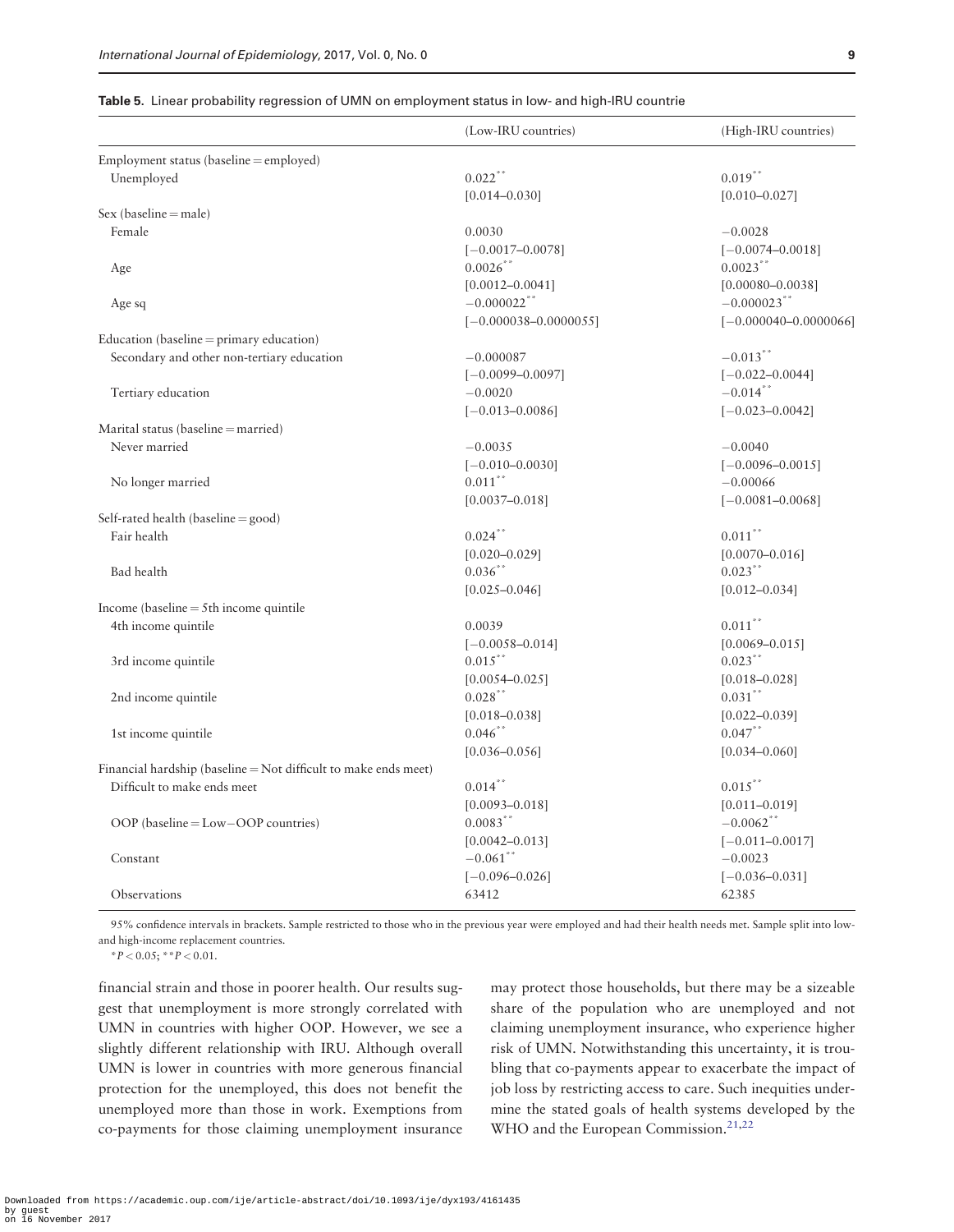**Table 5.** Linear probability regression of UMN on employment status in low- and high-IRU countrie

| | (Low-IRU countries) | (High-IRU countries) |
|---|---|---|
| Employment status (baseline = employed) | | |
| Unemployed | 0.022** | 0.019** |
| | [0.014–0.030] | [0.010–0.027] |
| Sex (baseline = male) | | |
| Female | 0.0030 | −0.0028 |
| | [−0.0017–0.0078] | [−0.0074–0.0018] |
| Age | 0.0026** | 0.0023** |
| | [0.0012–0.0041] | [0.00080–0.0038] |
| Age sq | −0.000022** | −0.000023** |
| | [−0.000038–0.0000055] | [−0.000040–0.0000066] |
| Education (baseline = primary education) | | |
| Secondary and other non-tertiary education | −0.000087 | −0.013** |
| | [−0.0099–0.0097] | [−0.022–0.0044] |
| Tertiary education | −0.0020 | −0.014** |
| | [−0.013–0.0086] | [−0.023–0.0042] |
| Marital status (baseline = married) | | |
| Never married | −0.0035 | −0.0040 |
| | [−0.010–0.0030] | [−0.0096–0.0015] |
| No longer married | 0.011** | −0.00066 |
| | [0.0037–0.018] | [−0.0081–0.0068] |
| Self-rated health (baseline = good) | | |
| Fair health | 0.024** | 0.011** |
| | [0.020–0.029] | [0.0070–0.016] |
| Bad health | 0.036** | 0.023** |
| | [0.025–0.046] | [0.012–0.034] |
| Income (baseline = 5th income quintile | | |
| 4th income quintile | 0.0039 | 0.011** |
| | [−0.0058–0.014] | [0.0069–0.015] |
| 3rd income quintile | 0.015** | 0.023** |
| | [0.0054–0.025] | [0.018–0.028] |
| 2nd income quintile | 0.028** | 0.031** |
| | [0.018–0.038] | [0.022–0.039] |
| 1st income quintile | 0.046** | 0.047** |
| | [0.036–0.056] | [0.034–0.060] |
| Financial hardship (baseline = Not difficult to make ends meet) | | |
| Difficult to make ends meet | 0.014** | 0.015** |
| | [0.0093–0.018] | [0.011–0.019] |
| OOP (baseline = Low−OOP countries) | 0.0083** | −0.0062** |
| | [0.0042–0.013] | [−0.011–0.0017] |
| Constant | −0.061** | −0.0023 |
| | [−0.096–0.026] | [−0.036–0.031] |
| Observations | 63412 | 62385 |

95% confidence intervals in brackets. Sample restricted to those who in the previous year were employed and had their health needs met. Sample split into low- and high-income replacement countries.

*$P < 0.05$; **$P < 0.01$.

financial strain and those in poorer health. Our results suggest that unemployment is more strongly correlated with UMN in countries with higher OOP. However, we see a slightly different relationship with IRU. Although overall UMN is lower in countries with more generous financial protection for the unemployed, this does not benefit the unemployed more than those in work. Exemptions from co-payments for those claiming unemployment insurance may protect those households, but there may be a sizeable share of the population who are unemployed and not claiming unemployment insurance, who experience higher risk of UMN. Notwithstanding this uncertainty, it is troubling that co-payments appear to exacerbate the impact of job loss by restricting access to care. Such inequities undermine the stated goals of health systems developed by the WHO and the European Commission.[21,22]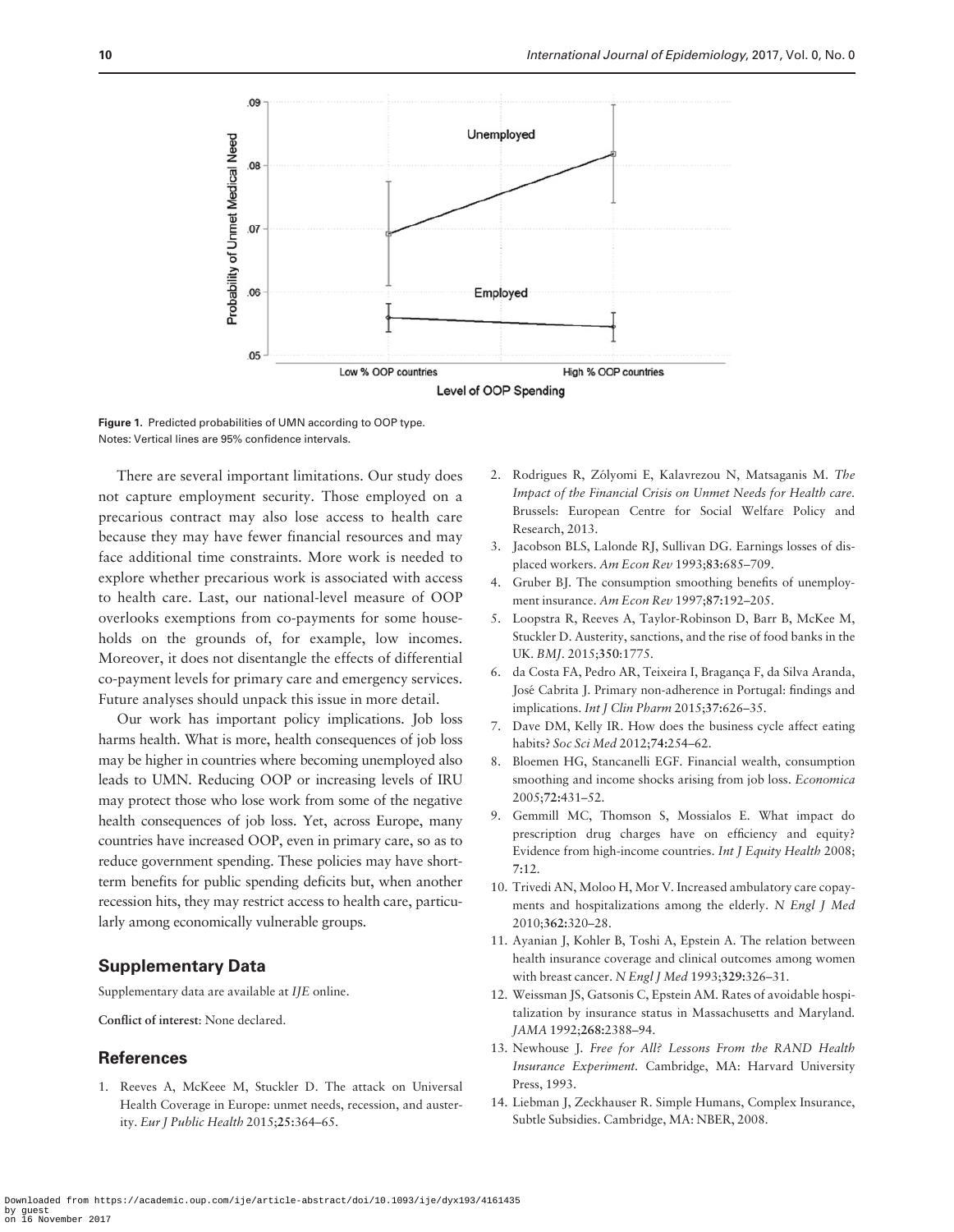Figure 1. Predicted probabilities of UMN according to OOP type.
Notes: Vertical lines are 95% confidence intervals.

There are several important limitations. Our study does not capture employment security. Those employed on a precarious contract may also lose access to health care because they may have fewer financial resources and may face additional time constraints. More work is needed to explore whether precarious work is associated with access to health care. Last, our national-level measure of OOP overlooks exemptions from co-payments for some households on the grounds of, for example, low incomes. Moreover, it does not disentangle the effects of differential co-payment levels for primary care and emergency services. Future analyses should unpack this issue in more detail.

Our work has important policy implications. Job loss harms health. What is more, health consequences of job loss may be higher in countries where becoming unemployed also leads to UMN. Reducing OOP or increasing levels of IRU may protect those who lose work from some of the negative health consequences of job loss. Yet, across Europe, many countries have increased OOP, even in primary care, so as to reduce government spending. These policies may have short-term benefits for public spending deficits but, when another recession hits, they may restrict access to health care, particularly among economically vulnerable groups.

## Supplementary Data

Supplementary data are available at *IJE* online.

**Conflict of interest**: None declared.

## References

1. Reeves A, McKeee M, Stuckler D. The attack on Universal Health Coverage in Europe: unmet needs, recession, and austerity. *Eur J Public Health* 2015;**25**:364–65.
2. Rodrigues R, Zólyomi E, Kalavrezou N, Matsaganis M. *The Impact of the Financial Crisis on Unmet Needs for Health care*. Brussels: European Centre for Social Welfare Policy and Research, 2013.
3. Jacobson BLS, Lalonde RJ, Sullivan DG. Earnings losses of displaced workers. *Am Econ Rev* 1993;**83**:685–709.
4. Gruber BJ. The consumption smoothing benefits of unemployment insurance. *Am Econ Rev* 1997;**87**:192–205.
5. Loopstra R, Reeves A, Taylor-Robinson D, Barr B, McKee M, Stuckler D. Austerity, sanctions, and the rise of food banks in the UK. *BMJ*. 2015;**350**:1775.
6. da Costa FA, Pedro AR, Teixeira I, Bragança F, da Silva Aranda, José Cabrita J. Primary non-adherence in Portugal: findings and implications. *Int J Clin Pharm* 2015;**37**:626–35.
7. Dave DM, Kelly IR. How does the business cycle affect eating habits? *Soc Sci Med* 2012;**74**:254–62.
8. Bloemen HG, Stancanelli EGF. Financial wealth, consumption smoothing and income shocks arising from job loss. *Economica* 2005;**72**:431–52.
9. Gemmill MC, Thomson S, Mossialos E. What impact do prescription drug charges have on efficiency and equity? Evidence from high-income countries. *Int J Equity Health* 2008; **7**:12.
10. Trivedi AN, Moloo H, Mor V. Increased ambulatory care copayments and hospitalizations among the elderly. *N Engl J Med* 2010;**362**:320–28.
11. Ayanian J, Kohler B, Toshi A, Epstein A. The relation between health insurance coverage and clinical outcomes among women with breast cancer. *N Engl J Med* 1993;**329**:326–31.
12. Weissman JS, Gatsonis C, Epstein AM. Rates of avoidable hospitalization by insurance status in Massachusetts and Maryland. *JAMA* 1992;**268**:2388–94.
13. Newhouse J. *Free for All? Lessons From the RAND Health Insurance Experiment*. Cambridge, MA: Harvard University Press, 1993.
14. Liebman J, Zeckhauser R. Simple Humans, Complex Insurance, Subtle Subsidies. Cambridge, MA: NBER, 2008.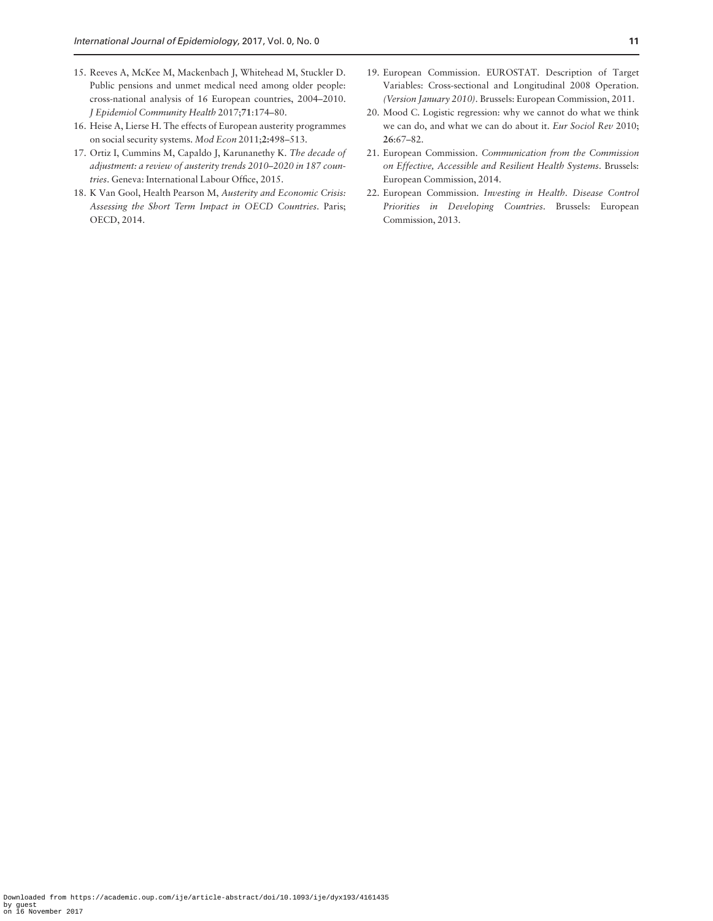15. Reeves A, McKee M, Mackenbach J, Whitehead M, Stuckler D. Public pensions and unmet medical need among older people: cross-national analysis of 16 European countries, 2004–2010. *J Epidemiol Community Health* 2017;**71**:174–80.
16. Heise A, Lierse H. The effects of European austerity programmes on social security systems. *Mod Econ* 2011;**2**:498–513.
17. Ortiz I, Cummins M, Capaldo J, Karunanethy K. *The decade of adjustment: a review of austerity trends 2010–2020 in 187 countries*. Geneva: International Labour Office, 2015.
18. K Van Gool, Health Pearson M, *Austerity and Economic Crisis: Assessing the Short Term Impact in OECD Countries*. Paris; OECD, 2014.
19. European Commission. EUROSTAT. Description of Target Variables: Cross-sectional and Longitudinal 2008 Operation. *(Version January 2010)*. Brussels: European Commission, 2011.
20. Mood C. Logistic regression: why we cannot do what we think we can do, and what we can do about it. *Eur Sociol Rev* 2010; **26**:67–82.
21. European Commission. *Communication from the Commission on Effective, Accessible and Resilient Health Systems*. Brussels: European Commission, 2014.
22. European Commission. *Investing in Health*. *Disease Control Priorities in Developing Countries*. Brussels: European Commission, 2013.

Downloaded from https://academic.oup.com/ije/article-abstract/doi/10.1093/ije/dyx193/4161435 by guest on 16 November 2017